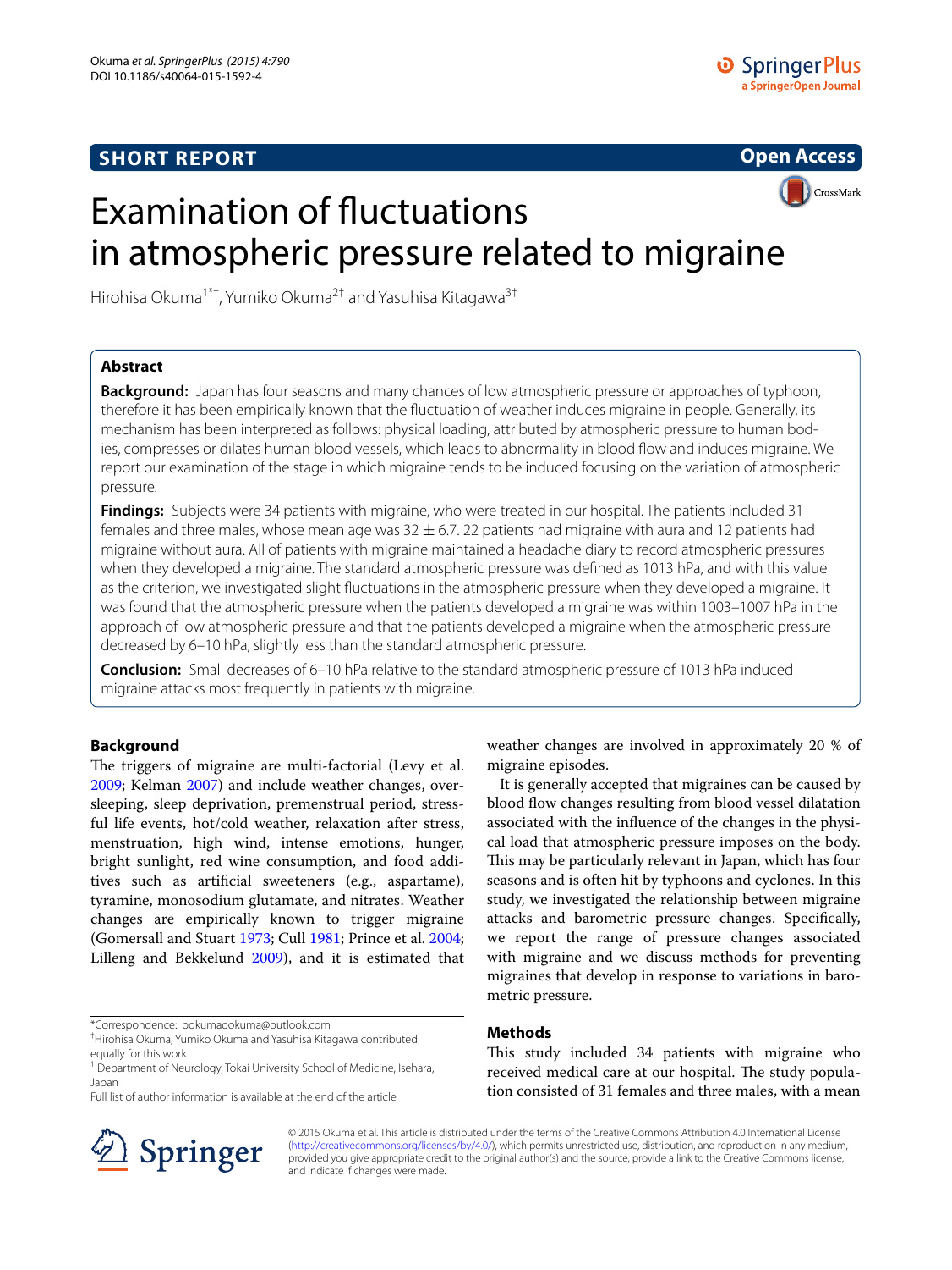SHORT REPORT

Open Access

# Examination of fluctuations in atmospheric pressure related to migraine

Hirohisa Okuma[1*†], Yumiko Okuma[2†] and Yasuhisa Kitagawa[3†]

## Abstract

**Background:** Japan has four seasons and many chances of low atmospheric pressure or approaches of typhoon, therefore it has been empirically known that the fluctuation of weather induces migraine in people. Generally, its mechanism has been interpreted as follows: physical loading, attributed by atmospheric pressure to human bodies, compresses or dilates human blood vessels, which leads to abnormality in blood flow and induces migraine. We report our examination of the stage in which migraine tends to be induced focusing on the variation of atmospheric pressure.

**Findings:** Subjects were 34 patients with migraine, who were treated in our hospital. The patients included 31 females and three males, whose mean age was 32 ± 6.7. 22 patients had migraine with aura and 12 patients had migraine without aura. All of patients with migraine maintained a headache diary to record atmospheric pressures when they developed a migraine. The standard atmospheric pressure was defined as 1013 hPa, and with this value as the criterion, we investigated slight fluctuations in the atmospheric pressure when they developed a migraine. It was found that the atmospheric pressure when the patients developed a migraine was within 1003–1007 hPa in the approach of low atmospheric pressure and that the patients developed a migraine when the atmospheric pressure decreased by 6–10 hPa, slightly less than the standard atmospheric pressure.

**Conclusion:** Small decreases of 6–10 hPa relative to the standard atmospheric pressure of 1013 hPa induced migraine attacks most frequently in patients with migraine.

## Background

The triggers of migraine are multi-factorial (Levy et al. 2009; Kelman 2007) and include weather changes, oversleeping, sleep deprivation, premenstrual period, stressful life events, hot/cold weather, relaxation after stress, menstruation, high wind, intense emotions, hunger, bright sunlight, red wine consumption, and food additives such as artificial sweeteners (e.g., aspartame), tyramine, monosodium glutamate, and nitrates. Weather changes are empirically known to trigger migraine (Gomersall and Stuart 1973; Cull 1981; Prince et al. 2004; Lilleng and Bekkelund 2009), and it is estimated that weather changes are involved in approximately 20 % of migraine episodes.

It is generally accepted that migraines can be caused by blood flow changes resulting from blood vessel dilatation associated with the influence of the changes in the physical load that atmospheric pressure imposes on the body. This may be particularly relevant in Japan, which has four seasons and is often hit by typhoons and cyclones. In this study, we investigated the relationship between migraine attacks and barometric pressure changes. Specifically, we report the range of pressure changes associated with migraine and we discuss methods for preventing migraines that develop in response to variations in barometric pressure.

## Methods

This study included 34 patients with migraine who received medical care at our hospital. The study population consisted of 31 females and three males, with a mean

*Correspondence: ookumaookuma@outlook.com

† Hirohisa Okuma, Yumiko Okuma and Yasuhisa Kitagawa contributed equally for this work

[1] Department of Neurology, Tokai University School of Medicine, Isehara, Japan

Full list of author information is available at the end of the article

© 2015 Okuma et al. This article is distributed under the terms of the Creative Commons Attribution 4.0 International License (http://creativecommons.org/licenses/by/4.0/), which permits unrestricted use, distribution, and reproduction in any medium, provided you give appropriate credit to the original author(s) and the source, provide a link to the Creative Commons license, and indicate if changes were made.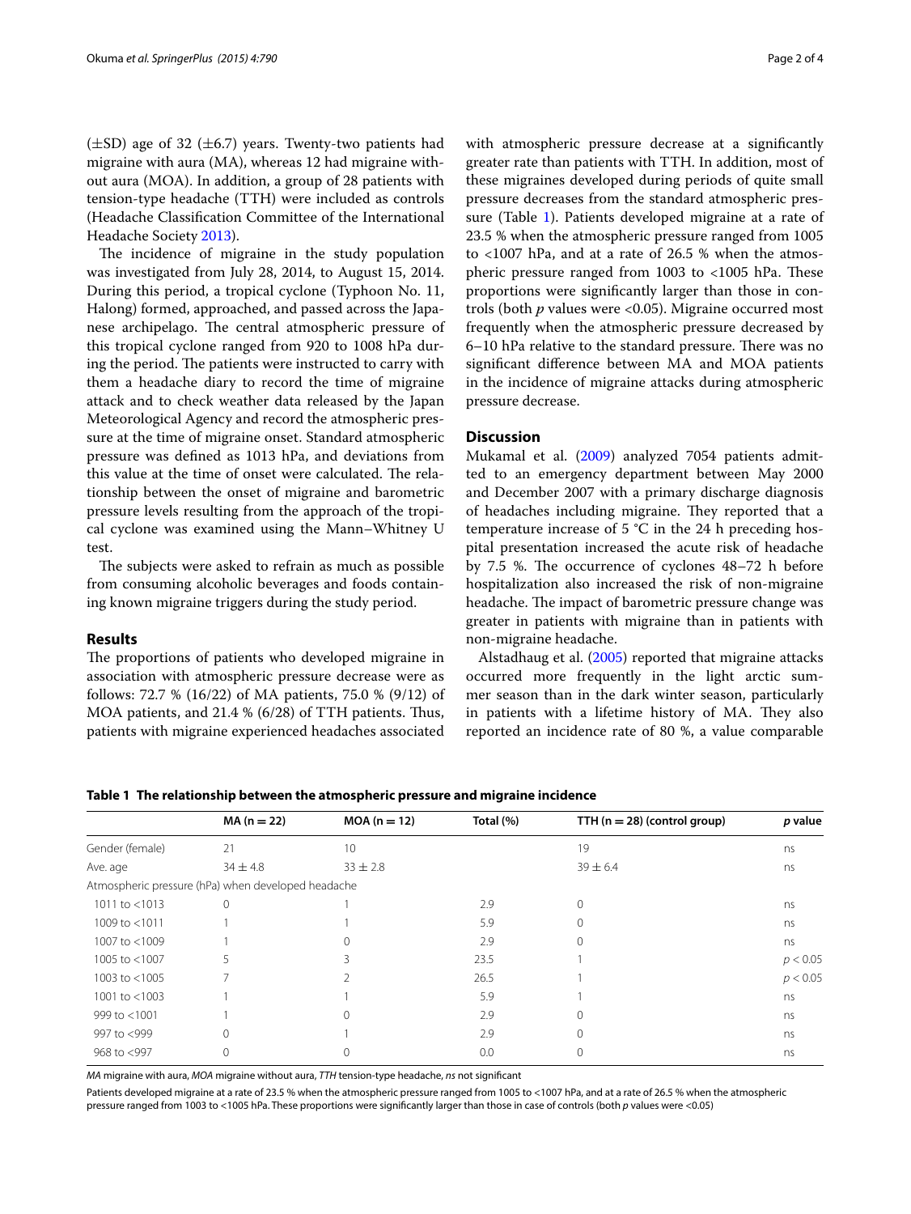(±SD) age of 32 (±6.7) years. Twenty-two patients had migraine with aura (MA), whereas 12 had migraine without aura (MOA). In addition, a group of 28 patients with tension-type headache (TTH) were included as controls (Headache Classification Committee of the International Headache Society 2013).

The incidence of migraine in the study population was investigated from July 28, 2014, to August 15, 2014. During this period, a tropical cyclone (Typhoon No. 11, Halong) formed, approached, and passed across the Japanese archipelago. The central atmospheric pressure of this tropical cyclone ranged from 920 to 1008 hPa during the period. The patients were instructed to carry with them a headache diary to record the time of migraine attack and to check weather data released by the Japan Meteorological Agency and record the atmospheric pressure at the time of migraine onset. Standard atmospheric pressure was defined as 1013 hPa, and deviations from this value at the time of onset were calculated. The relationship between the onset of migraine and barometric pressure levels resulting from the approach of the tropical cyclone was examined using the Mann–Whitney U test.

The subjects were asked to refrain as much as possible from consuming alcoholic beverages and foods containing known migraine triggers during the study period.

## Results

The proportions of patients who developed migraine in association with atmospheric pressure decrease were as follows: 72.7 % (16/22) of MA patients, 75.0 % (9/12) of MOA patients, and 21.4 % (6/28) of TTH patients. Thus, patients with migraine experienced headaches associated with atmospheric pressure decrease at a significantly greater rate than patients with TTH. In addition, most of these migraines developed during periods of quite small pressure decreases from the standard atmospheric pressure (Table 1). Patients developed migraine at a rate of 23.5 % when the atmospheric pressure ranged from 1005 to <1007 hPa, and at a rate of 26.5 % when the atmospheric pressure ranged from 1003 to <1005 hPa. These proportions were significantly larger than those in controls (both *p* values were <0.05). Migraine occurred most frequently when the atmospheric pressure decreased by 6–10 hPa relative to the standard pressure. There was no significant difference between MA and MOA patients in the incidence of migraine attacks during atmospheric pressure decrease.

## Discussion

Mukamal et al. (2009) analyzed 7054 patients admitted to an emergency department between May 2000 and December 2007 with a primary discharge diagnosis of headaches including migraine. They reported that a temperature increase of 5 °C in the 24 h preceding hospital presentation increased the acute risk of headache by 7.5 %. The occurrence of cyclones 48–72 h before hospitalization also increased the risk of non-migraine headache. The impact of barometric pressure change was greater in patients with migraine than in patients with non-migraine headache.

Alstadhaug et al. (2005) reported that migraine attacks occurred more frequently in the light arctic summer season than in the dark winter season, particularly in patients with a lifetime history of MA. They also reported an incidence rate of 80 %, a value comparable

**Table 1 The relationship between the atmospheric pressure and migraine incidence**

| | MA (n = 22) | MOA (n = 12) | Total (%) | TTH (n = 28) (control group) | *p* value |
|---|---|---|---|---|---|
| Gender (female) | 21 | 10 | | 19 | ns |
| Ave. age | 34 ± 4.8 | 33 ± 2.8 | | 39 ± 6.4 | ns |
| Atmospheric pressure (hPa) when developed headache | | | | | |
| 1011 to <1013 | 0 | 1 | 2.9 | 0 | ns |
| 1009 to <1011 | 1 | 1 | 5.9 | 0 | ns |
| 1007 to <1009 | 1 | 0 | 2.9 | 0 | ns |
| 1005 to <1007 | 5 | 3 | 23.5 | 1 | $p < 0.05$ |
| 1003 to <1005 | 7 | 2 | 26.5 | 1 | $p < 0.05$ |
| 1001 to <1003 | 1 | 1 | 5.9 | 1 | ns |
| 999 to <1001 | 1 | 0 | 2.9 | 0 | ns |
| 997 to <999 | 0 | 1 | 2.9 | 0 | ns |
| 968 to <997 | 0 | 0 | 0.0 | 0 | ns |

*MA* migraine with aura, *MOA* migraine without aura, *TTH* tension-type headache, *ns* not significant

Patients developed migraine at a rate of 23.5 % when the atmospheric pressure ranged from 1005 to <1007 hPa, and at a rate of 26.5 % when the atmospheric pressure ranged from 1003 to <1005 hPa. These proportions were significantly larger than those in case of controls (both *p* values were <0.05)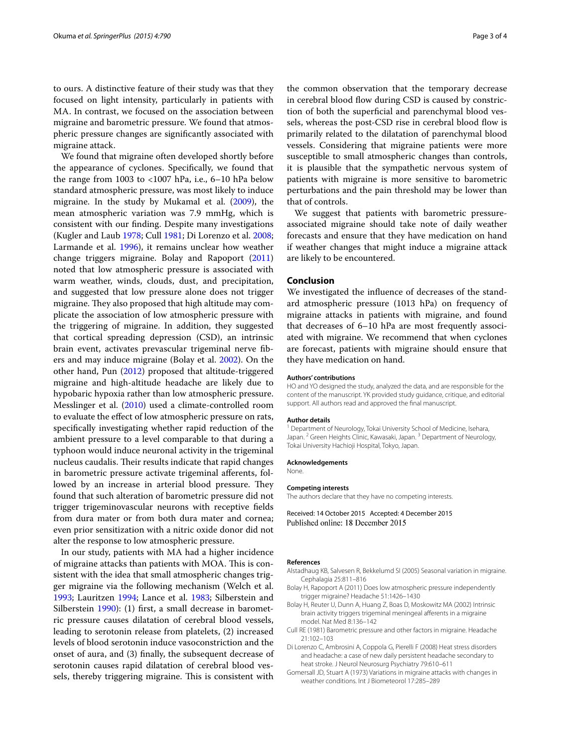to ours. A distinctive feature of their study was that they focused on light intensity, particularly in patients with MA. In contrast, we focused on the association between migraine and barometric pressure. We found that atmospheric pressure changes are significantly associated with migraine attack.

We found that migraine often developed shortly before the appearance of cyclones. Specifically, we found that the range from 1003 to <1007 hPa, i.e., 6–10 hPa below standard atmospheric pressure, was most likely to induce migraine. In the study by Mukamal et al. (2009), the mean atmospheric variation was 7.9 mmHg, which is consistent with our finding. Despite many investigations (Kugler and Laub 1978; Cull 1981; Di Lorenzo et al. 2008; Larmande et al. 1996), it remains unclear how weather change triggers migraine. Bolay and Rapoport (2011) noted that low atmospheric pressure is associated with warm weather, winds, clouds, dust, and precipitation, and suggested that low pressure alone does not trigger migraine. They also proposed that high altitude may complicate the association of low atmospheric pressure with the triggering of migraine. In addition, they suggested that cortical spreading depression (CSD), an intrinsic brain event, activates prevascular trigeminal nerve fibers and may induce migraine (Bolay et al. 2002). On the other hand, Pun (2012) proposed that altitude-triggered migraine and high-altitude headache are likely due to hypobaric hypoxia rather than low atmospheric pressure. Messlinger et al. (2010) used a climate-controlled room to evaluate the effect of low atmospheric pressure on rats, specifically investigating whether rapid reduction of the ambient pressure to a level comparable to that during a typhoon would induce neuronal activity in the trigeminal nucleus caudalis. Their results indicate that rapid changes in barometric pressure activate trigeminal afferents, followed by an increase in arterial blood pressure. They found that such alteration of barometric pressure did not trigger trigeminovascular neurons with receptive fields from dura mater or from both dura mater and cornea; even prior sensitization with a nitric oxide donor did not alter the response to low atmospheric pressure.

In our study, patients with MA had a higher incidence of migraine attacks than patients with MOA. This is consistent with the idea that small atmospheric changes trigger migraine via the following mechanism (Welch et al. 1993; Lauritzen 1994; Lance et al. 1983; Silberstein and Silberstein 1990): (1) first, a small decrease in barometric pressure causes dilatation of cerebral blood vessels, leading to serotonin release from platelets, (2) increased levels of blood serotonin induce vasoconstriction and the onset of aura, and (3) finally, the subsequent decrease of serotonin causes rapid dilatation of cerebral blood vessels, thereby triggering migraine. This is consistent with the common observation that the temporary decrease in cerebral blood flow during CSD is caused by constriction of both the superficial and parenchymal blood vessels, whereas the post-CSD rise in cerebral blood flow is primarily related to the dilatation of parenchymal blood vessels. Considering that migraine patients were more susceptible to small atmospheric changes than controls, it is plausible that the sympathetic nervous system of patients with migraine is more sensitive to barometric perturbations and the pain threshold may be lower than that of controls.

We suggest that patients with barometric pressure-associated migraine should take note of daily weather forecasts and ensure that they have medication on hand if weather changes that might induce a migraine attack are likely to be encountered.

## Conclusion

We investigated the influence of decreases of the standard atmospheric pressure (1013 hPa) on frequency of migraine attacks in patients with migraine, and found that decreases of 6–10 hPa are most frequently associated with migraine. We recommend that when cyclones are forecast, patients with migraine should ensure that they have medication on hand.

#### Authors' contributions

HO and YO designed the study, analyzed the data, and are responsible for the content of the manuscript. YK provided study guidance, critique, and editorial support. All authors read and approved the final manuscript.

#### Author details

[1] Department of Neurology, Tokai University School of Medicine, Isehara, Japan. [2] Green Heights Clinic, Kawasaki, Japan. [3] Department of Neurology, Tokai University Hachioji Hospital, Tokyo, Japan.

#### Acknowledgements

None.

#### Competing interests

The authors declare that they have no competing interests.

Received: 14 October 2015 Accepted: 4 December 2015
Published online: 18 December 2015

#### References

Alstadhaug KB, Salvesen R, Bekkelumd SI (2005) Seasonal variation in migraine. Cephalagia 25:811–816

Bolay H, Rapoport A (2011) Does low atmospheric pressure independently trigger migraine? Headache 51:1426–1430

Bolay H, Reuter U, Dunn A, Huang Z, Boas D, Moskowitz MA (2002) Intrinsic brain activity triggers trigeminal meningeal afferents in a migraine model. Nat Med 8:136–142

Cull RE (1981) Barometric pressure and other factors in migraine. Headache 21:102–103

Di Lorenzo C, Ambrosini A, Coppola G, Pierelli F (2008) Heat stress disorders and headache: a case of new daily persistent headache secondary to heat stroke. J Neurol Neurosurg Psychiatry 79:610–611

Gomersall JD, Stuart A (1973) Variations in migraine attacks with changes in weather conditions. Int J Biometeorol 17:285–289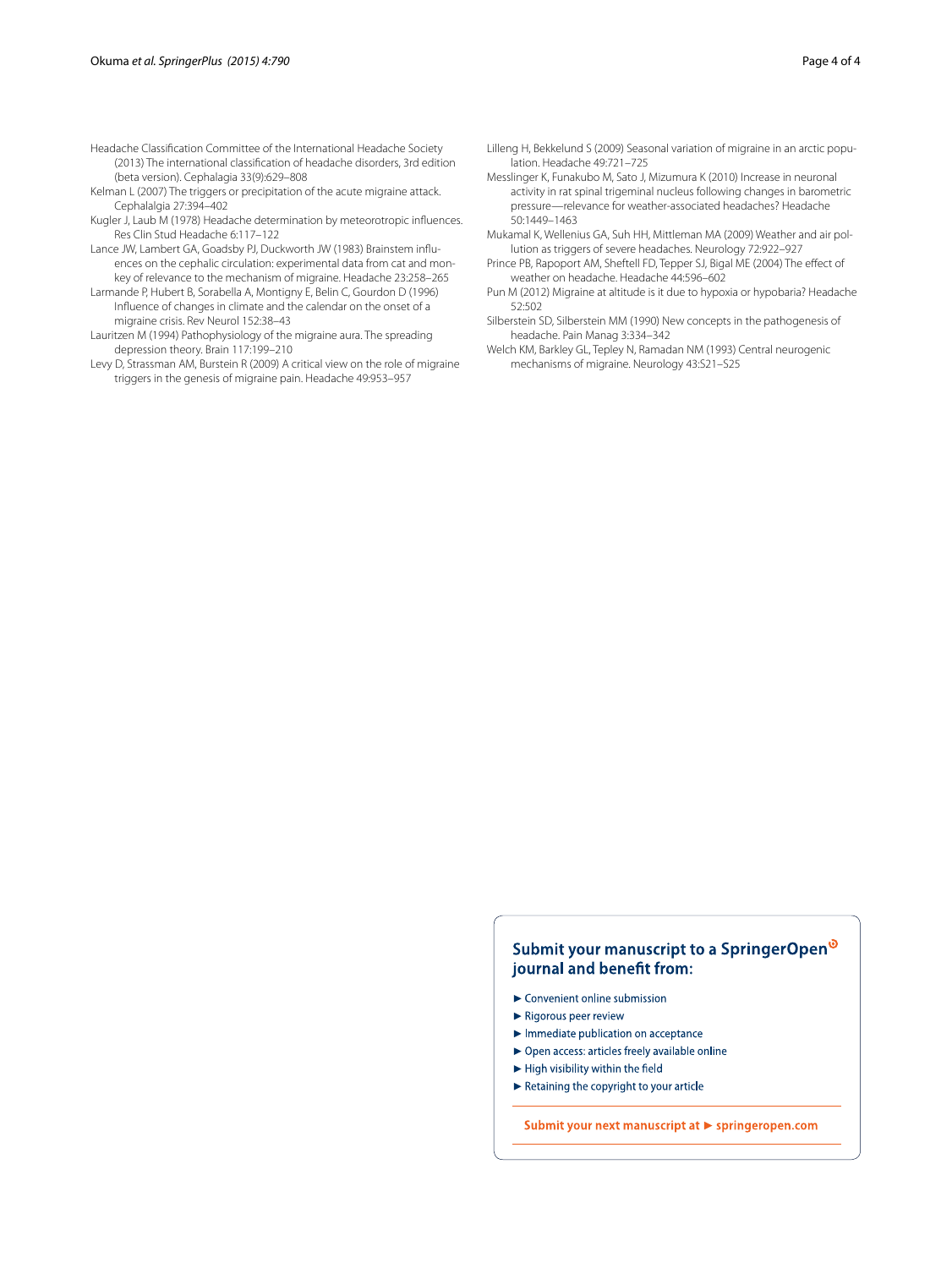Headache Classification Committee of the International Headache Society (2013) The international classification of headache disorders, 3rd edition (beta version). Cephalagia 33(9):629–808

Kelman L (2007) The triggers or precipitation of the acute migraine attack. Cephalalgia 27:394–402

Kugler J, Laub M (1978) Headache determination by meteorotropic influences. Res Clin Stud Headache 6:117–122

Lance JW, Lambert GA, Goadsby PJ, Duckworth JW (1983) Brainstem influences on the cephalic circulation: experimental data from cat and monkey of relevance to the mechanism of migraine. Headache 23:258–265

Larmande P, Hubert B, Sorabella A, Montigny E, Belin C, Gourdon D (1996) Influence of changes in climate and the calendar on the onset of a migraine crisis. Rev Neurol 152:38–43

Lauritzen M (1994) Pathophysiology of the migraine aura. The spreading depression theory. Brain 117:199–210

Levy D, Strassman AM, Burstein R (2009) A critical view on the role of migraine triggers in the genesis of migraine pain. Headache 49:953–957

Lilleng H, Bekkelund S (2009) Seasonal variation of migraine in an arctic population. Headache 49:721–725

Messlinger K, Funakubo M, Sato J, Mizumura K (2010) Increase in neuronal activity in rat spinal trigeminal nucleus following changes in barometric pressure—relevance for weather-associated headaches? Headache 50:1449–1463

Mukamal K, Wellenius GA, Suh HH, Mittleman MA (2009) Weather and air pollution as triggers of severe headaches. Neurology 72:922–927

Prince PB, Rapoport AM, Sheftell FD, Tepper SJ, Bigal ME (2004) The effect of weather on headache. Headache 44:596–602

Pun M (2012) Migraine at altitude is it due to hypoxia or hypobaria? Headache 52:502

Silberstein SD, Silberstein MM (1990) New concepts in the pathogenesis of headache. Pain Manag 3:334–342

Welch KM, Barkley GL, Tepley N, Ramadan NM (1993) Central neurogenic mechanisms of migraine. Neurology 43:S21–S25

**Submit your manuscript to a SpringerOpen journal and benefit from:**

- ► Convenient online submission
- ► Rigorous peer review
- ► Immediate publication on acceptance
- ► Open access: articles freely available online
- ► High visibility within the field
- ► Retaining the copyright to your article

**Submit your next manuscript at ► springeropen.com**